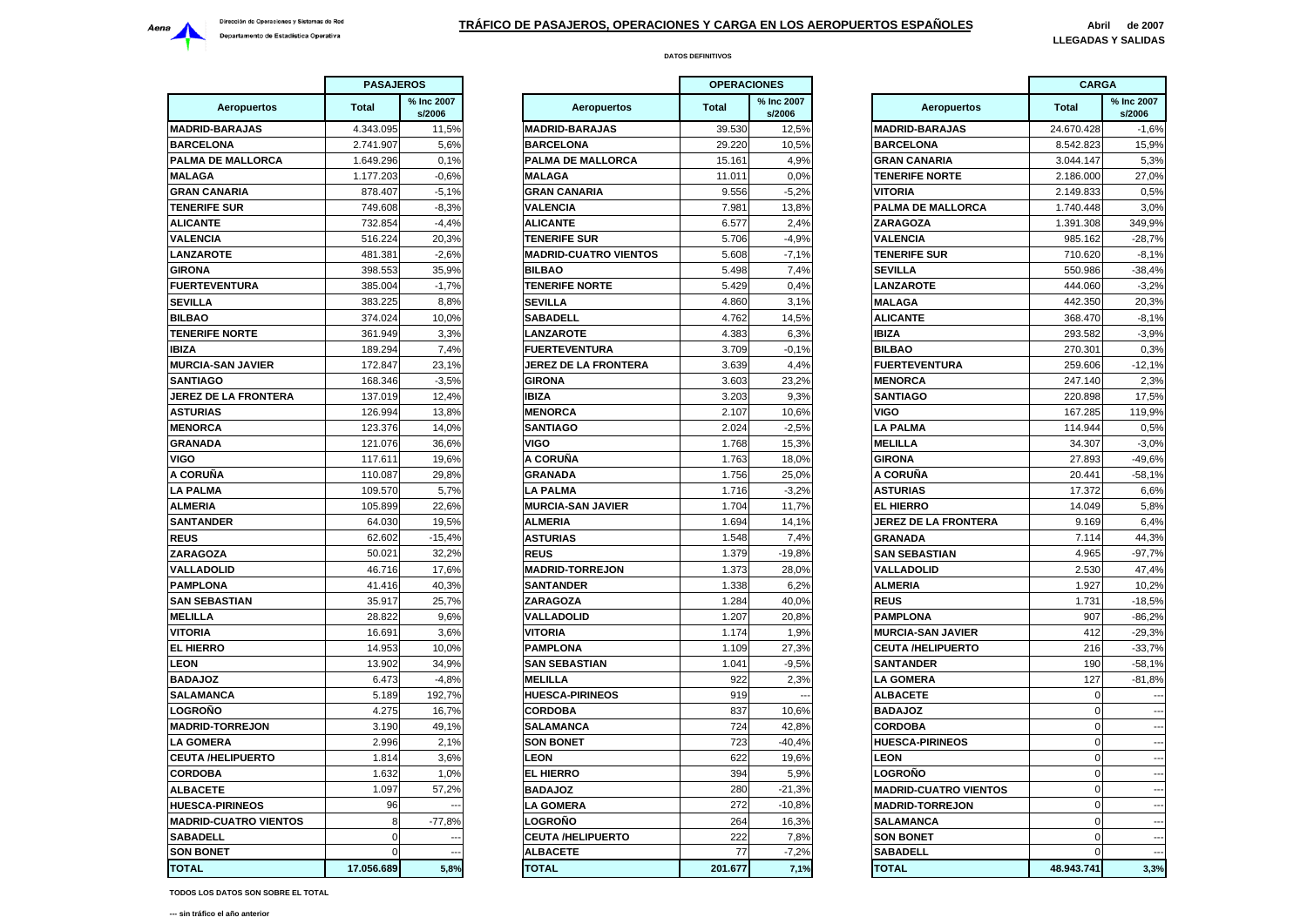Dirección de Operaciones y Sistemas de Red

Departamento de Estadística Operativa

# TRÁFICO DE PASAJEROS, OPERACIONES Y CARGA EN LOS AEROPUERTOS ESPAÑOLES

**Abril de 2007**

**LLEGADAS Y SALIDAS**

**DATOS DEFINITIVOS**

| | PASAJEROS | |
|---|---|---|
| **Aeropuertos** | **Total** | **% Inc 2007 s/2006** |
| MADRID-BARAJAS | 4.343.095 | 11,5% |
| BARCELONA | 2.741.907 | 5,6% |
| PALMA DE MALLORCA | 1.649.296 | 0,1% |
| MALAGA | 1.177.203 | -0,6% |
| GRAN CANARIA | 878.407 | -5,1% |
| TENERIFE SUR | 749.608 | -8,3% |
| ALICANTE | 732.854 | -4,4% |
| VALENCIA | 516.224 | 20,3% |
| LANZAROTE | 481.381 | -2,6% |
| GIRONA | 398.553 | 35,9% |
| FUERTEVENTURA | 385.004 | -1,7% |
| SEVILLA | 383.225 | 8,8% |
| BILBAO | 374.024 | 10,0% |
| TENERIFE NORTE | 361.949 | 3,3% |
| IBIZA | 189.294 | 7,4% |
| MURCIA-SAN JAVIER | 172.847 | 23,1% |
| SANTIAGO | 168.346 | -3,5% |
| JEREZ DE LA FRONTERA | 137.019 | 12,4% |
| ASTURIAS | 126.994 | 13,8% |
| MENORCA | 123.376 | 14,0% |
| GRANADA | 121.076 | 36,6% |
| VIGO | 117.611 | 19,6% |
| A CORUÑA | 110.087 | 29,8% |
| LA PALMA | 109.570 | 5,7% |
| ALMERIA | 105.899 | 22,6% |
| SANTANDER | 64.030 | 19,5% |
| REUS | 62.602 | -15,4% |
| ZARAGOZA | 50.021 | 32,2% |
| VALLADOLID | 46.716 | 17,6% |
| PAMPLONA | 41.416 | 40,3% |
| SAN SEBASTIAN | 35.917 | 25,7% |
| MELILLA | 28.822 | 9,6% |
| VITORIA | 16.691 | 3,6% |
| EL HIERRO | 14.953 | 10,0% |
| LEON | 13.902 | 34,9% |
| BADAJOZ | 6.473 | -4,8% |
| SALAMANCA | 5.189 | 192,7% |
| LOGROÑO | 4.275 | 16,7% |
| MADRID-TORREJON | 3.190 | 49,1% |
| LA GOMERA | 2.996 | 2,1% |
| CEUTA /HELIPUERTO | 1.814 | 3,6% |
| CORDOBA | 1.632 | 1,0% |
| ALBACETE | 1.097 | 57,2% |
| HUESCA-PIRINEOS | 96 | --- |
| MADRID-CUATRO VIENTOS | 8 | -77,8% |
| SABADELL | 0 | --- |
| SON BONET | 0 | --- |
| **TOTAL** | **17.056.689** | **5,8%** |

| | OPERACIONES | |
|---|---|---|
| **Aeropuertos** | **Total** | **% Inc 2007 s/2006** |
| MADRID-BARAJAS | 39.530 | 12,5% |
| BARCELONA | 29.220 | 10,5% |
| PALMA DE MALLORCA | 15.161 | 4,9% |
| MALAGA | 11.011 | 0,0% |
| GRAN CANARIA | 9.556 | -5,2% |
| VALENCIA | 7.981 | 13,8% |
| ALICANTE | 6.577 | 2,4% |
| TENERIFE SUR | 5.706 | -4,9% |
| MADRID-CUATRO VIENTOS | 5.608 | -7,1% |
| BILBAO | 5.498 | 7,4% |
| TENERIFE NORTE | 5.429 | 0,4% |
| SEVILLA | 4.860 | 3,1% |
| SABADELL | 4.762 | 14,5% |
| LANZAROTE | 4.383 | 6,3% |
| FUERTEVENTURA | 3.709 | -0,1% |
| JEREZ DE LA FRONTERA | 3.639 | 4,4% |
| GIRONA | 3.603 | 23,2% |
| IBIZA | 3.203 | 9,3% |
| MENORCA | 2.107 | 10,6% |
| SANTIAGO | 2.024 | -2,5% |
| VIGO | 1.768 | 15,3% |
| A CORUÑA | 1.763 | 18,0% |
| GRANADA | 1.756 | 25,0% |
| LA PALMA | 1.716 | -3,2% |
| MURCIA-SAN JAVIER | 1.704 | 11,7% |
| ALMERIA | 1.694 | 14,1% |
| ASTURIAS | 1.548 | 7,4% |
| REUS | 1.379 | -19,8% |
| MADRID-TORREJON | 1.373 | 28,0% |
| SANTANDER | 1.338 | 6,2% |
| ZARAGOZA | 1.284 | 40,0% |
| VALLADOLID | 1.207 | 20,8% |
| VITORIA | 1.174 | 1,9% |
| PAMPLONA | 1.109 | 27,3% |
| SAN SEBASTIAN | 1.041 | -9,5% |
| MELILLA | 922 | 2,3% |
| HUESCA-PIRINEOS | 919 | --- |
| CORDOBA | 837 | 10,6% |
| SALAMANCA | 724 | 42,8% |
| SON BONET | 723 | -40,4% |
| LEON | 622 | 19,6% |
| EL HIERRO | 394 | 5,9% |
| BADAJOZ | 280 | -21,3% |
| LA GOMERA | 272 | -10,8% |
| LOGROÑO | 264 | 16,3% |
| CEUTA /HELIPUERTO | 222 | 7,8% |
| ALBACETE | 77 | -7,2% |
| **TOTAL** | **201.677** | **7,1%** |

| | CARGA | |
|---|---|---|
| **Aeropuertos** | **Total** | **% Inc 2007 s/2006** |
| MADRID-BARAJAS | 24.670.428 | -1,6% |
| BARCELONA | 8.542.823 | 15,9% |
| GRAN CANARIA | 3.044.147 | 5,3% |
| TENERIFE NORTE | 2.186.000 | 27,0% |
| VITORIA | 2.149.833 | 0,5% |
| PALMA DE MALLORCA | 1.740.448 | 3,0% |
| ZARAGOZA | 1.391.308 | 349,9% |
| VALENCIA | 985.162 | -28,7% |
| TENERIFE SUR | 710.620 | -8,1% |
| SEVILLA | 550.986 | -38,4% |
| LANZAROTE | 444.060 | -3,2% |
| MALAGA | 442.350 | 20,3% |
| ALICANTE | 368.470 | -8,1% |
| IBIZA | 293.582 | -3,9% |
| BILBAO | 270.301 | 0,3% |
| FUERTEVENTURA | 259.606 | -12,1% |
| MENORCA | 247.140 | 2,3% |
| SANTIAGO | 220.898 | 17,5% |
| VIGO | 167.285 | 119,9% |
| LA PALMA | 114.944 | 0,5% |
| MELILLA | 34.307 | -3,0% |
| GIRONA | 27.893 | -49,6% |
| A CORUÑA | 20.441 | -58,1% |
| ASTURIAS | 17.372 | 6,6% |
| EL HIERRO | 14.049 | 5,8% |
| JEREZ DE LA FRONTERA | 9.169 | 6,4% |
| GRANADA | 7.114 | 44,3% |
| SAN SEBASTIAN | 4.965 | -97,7% |
| VALLADOLID | 2.530 | 47,4% |
| ALMERIA | 1.927 | 10,2% |
| REUS | 1.731 | -18,5% |
| PAMPLONA | 907 | -86,2% |
| MURCIA-SAN JAVIER | 412 | -29,3% |
| CEUTA /HELIPUERTO | 216 | -33,7% |
| SANTANDER | 190 | -58,1% |
| LA GOMERA | 127 | -81,8% |
| ALBACETE | 0 | --- |
| BADAJOZ | 0 | --- |
| CORDOBA | 0 | --- |
| HUESCA-PIRINEOS | 0 | --- |
| LEON | 0 | --- |
| LOGROÑO | 0 | --- |
| MADRID-CUATRO VIENTOS | 0 | --- |
| MADRID-TORREJON | 0 | --- |
| SALAMANCA | 0 | --- |
| SON BONET | 0 | --- |
| SABADELL | 0 | --- |
| **TOTAL** | **48.943.741** | **3,3%** |

**TODOS LOS DATOS SON SOBRE EL TOTAL**

**--- sin tráfico el año anterior**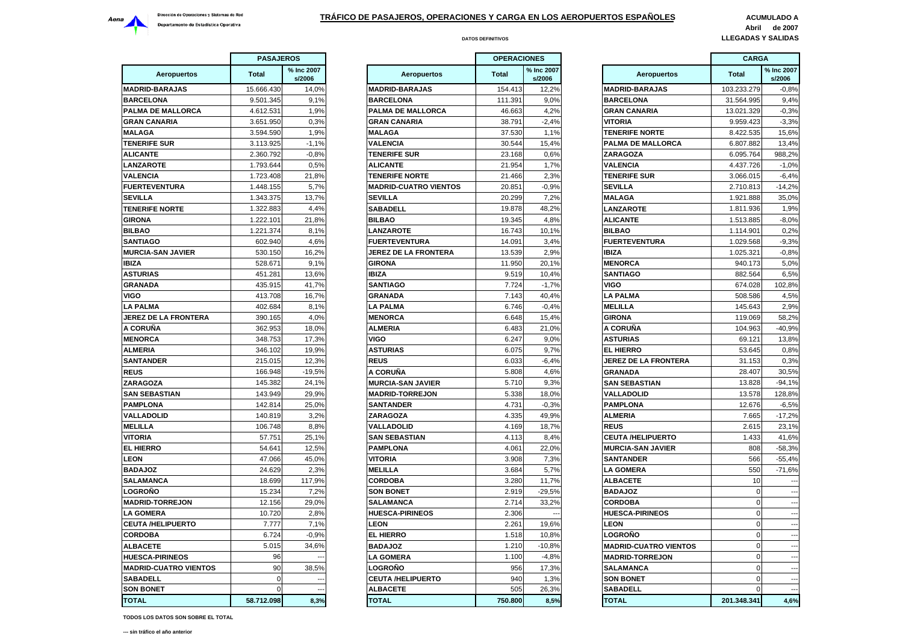Dirección de Operaciones y Sistemas de Red

Departamento de Estadística Operativa

# TRÁFICO DE PASAJEROS, OPERACIONES Y CARGA EN LOS AEROPUERTOS ESPAÑOLES

**ACUMULADO A Abril de 2007**

**LLEGADAS Y SALIDAS**

**DATOS DEFINITIVOS**

| | PASAJEROS | |
|---|---|---|
| **Aeropuertos** | **Total** | **% Inc 2007 s/2006** |
| MADRID-BARAJAS | 15.666.430 | 14,0% |
| BARCELONA | 9.501.345 | 9,1% |
| PALMA DE MALLORCA | 4.612.531 | 1,9% |
| GRAN CANARIA | 3.651.950 | 0,3% |
| MALAGA | 3.594.590 | 1,9% |
| TENERIFE SUR | 3.113.925 | -1,1% |
| ALICANTE | 2.360.792 | -0,8% |
| LANZAROTE | 1.793.644 | 0,5% |
| VALENCIA | 1.723.408 | 21,8% |
| FUERTEVENTURA | 1.448.155 | 5,7% |
| SEVILLA | 1.343.375 | 13,7% |
| TENERIFE NORTE | 1.322.883 | 4,4% |
| GIRONA | 1.222.101 | 21,8% |
| BILBAO | 1.221.374 | 8,1% |
| SANTIAGO | 602.940 | 4,6% |
| MURCIA-SAN JAVIER | 530.150 | 16,2% |
| IBIZA | 528.671 | 9,1% |
| ASTURIAS | 451.281 | 13,6% |
| GRANADA | 435.915 | 41,7% |
| VIGO | 413.708 | 16,7% |
| LA PALMA | 402.684 | 8,1% |
| JEREZ DE LA FRONTERA | 390.165 | 4,0% |
| A CORUÑA | 362.953 | 18,0% |
| MENORCA | 348.753 | 17,3% |
| ALMERIA | 346.102 | 19,9% |
| SANTANDER | 215.015 | 12,3% |
| REUS | 166.948 | -19,5% |
| ZARAGOZA | 145.382 | 24,1% |
| SAN SEBASTIAN | 143.949 | 29,9% |
| PAMPLONA | 142.814 | 25,0% |
| VALLADOLID | 140.819 | 3,2% |
| MELILLA | 106.748 | 8,8% |
| VITORIA | 57.751 | 25,1% |
| EL HIERRO | 54.641 | 12,5% |
| LEON | 47.066 | 45,0% |
| BADAJOZ | 24.629 | 2,3% |
| SALAMANCA | 18.699 | 117,9% |
| LOGROÑO | 15.234 | 7,2% |
| MADRID-TORREJON | 12.156 | 29,0% |
| LA GOMERA | 10.720 | 2,8% |
| CEUTA /HELIPUERTO | 7.777 | 7,1% |
| CORDOBA | 6.724 | -0,9% |
| ALBACETE | 5.015 | 34,6% |
| HUESCA-PIRINEOS | 96 | --- |
| MADRID-CUATRO VIENTOS | 90 | 38,5% |
| SABADELL | 0 | --- |
| SON BONET | 0 | --- |
| **TOTAL** | **58.712.098** | **8,3%** |

| | OPERACIONES | |
|---|---|---|
| **Aeropuertos** | **Total** | **% Inc 2007 s/2006** |
| MADRID-BARAJAS | 154.413 | 12,2% |
| BARCELONA | 111.391 | 9,0% |
| PALMA DE MALLORCA | 46.663 | 4,2% |
| GRAN CANARIA | 38.791 | -2,4% |
| MALAGA | 37.530 | 1,1% |
| VALENCIA | 30.544 | 15,4% |
| TENERIFE SUR | 23.168 | 0,6% |
| ALICANTE | 21.954 | 1,7% |
| TENERIFE NORTE | 21.466 | 2,3% |
| MADRID-CUATRO VIENTOS | 20.851 | -0,9% |
| SEVILLA | 20.299 | 7,2% |
| SABADELL | 19.878 | 48,2% |
| BILBAO | 19.345 | 4,8% |
| LANZAROTE | 16.743 | 10,1% |
| FUERTEVENTURA | 14.091 | 3,4% |
| JEREZ DE LA FRONTERA | 13.539 | 2,9% |
| GIRONA | 11.950 | 20,1% |
| IBIZA | 9.519 | 10,4% |
| SANTIAGO | 7.724 | -1,7% |
| GRANADA | 7.143 | 40,4% |
| LA PALMA | 6.746 | -0,4% |
| MENORCA | 6.648 | 15,4% |
| ALMERIA | 6.483 | 21,0% |
| VIGO | 6.247 | 9,0% |
| ASTURIAS | 6.075 | 9,7% |
| REUS | 6.033 | -6,4% |
| A CORUÑA | 5.808 | 4,6% |
| MURCIA-SAN JAVIER | 5.710 | 9,3% |
| MADRID-TORREJON | 5.338 | 18,0% |
| SANTANDER | 4.731 | -0,3% |
| ZARAGOZA | 4.335 | 49,9% |
| VALLADOLID | 4.169 | 18,7% |
| SAN SEBASTIAN | 4.113 | 8,4% |
| PAMPLONA | 4.061 | 22,0% |
| VITORIA | 3.908 | 7,3% |
| MELILLA | 3.684 | 5,7% |
| CORDOBA | 3.280 | 11,7% |
| SON BONET | 2.919 | -29,5% |
| SALAMANCA | 2.714 | 33,2% |
| HUESCA-PIRINEOS | 2.306 | --- |
| LEON | 2.261 | 19,6% |
| EL HIERRO | 1.518 | 10,8% |
| BADAJOZ | 1.210 | -10,8% |
| LA GOMERA | 1.100 | -4,8% |
| LOGROÑO | 956 | 17,3% |
| CEUTA /HELIPUERTO | 940 | 1,3% |
| ALBACETE | 505 | 26,3% |
| **TOTAL** | **750.800** | **8,5%** |

| | CARGA | |
|---|---|---|
| **Aeropuertos** | **Total** | **% Inc 2007 s/2006** |
| MADRID-BARAJAS | 103.233.279 | -0,8% |
| BARCELONA | 31.564.995 | 9,4% |
| GRAN CANARIA | 13.021.329 | -0,3% |
| VITORIA | 9.959.423 | -3,3% |
| TENERIFE NORTE | 8.422.535 | 15,6% |
| PALMA DE MALLORCA | 6.807.882 | 13,4% |
| ZARAGOZA | 6.095.764 | 988,2% |
| VALENCIA | 4.437.726 | -1,0% |
| TENERIFE SUR | 3.066.015 | -6,4% |
| SEVILLA | 2.710.813 | -14,2% |
| MALAGA | 1.921.888 | 35,0% |
| LANZAROTE | 1.811.936 | 1,9% |
| ALICANTE | 1.513.885 | -8,0% |
| BILBAO | 1.114.901 | 0,2% |
| FUERTEVENTURA | 1.029.568 | -9,3% |
| IBIZA | 1.025.321 | -0,8% |
| MENORCA | 940.173 | 5,0% |
| SANTIAGO | 882.564 | 6,5% |
| VIGO | 674.028 | 102,8% |
| LA PALMA | 508.586 | 4,5% |
| MELILLA | 145.643 | 2,9% |
| GIRONA | 119.069 | 58,2% |
| A CORUÑA | 104.963 | -40,9% |
| ASTURIAS | 69.121 | 13,8% |
| EL HIERRO | 53.645 | 0,8% |
| JEREZ DE LA FRONTERA | 31.153 | 0,3% |
| GRANADA | 28.407 | 30,5% |
| SAN SEBASTIAN | 13.828 | -94,1% |
| VALLADOLID | 13.578 | 128,8% |
| PAMPLONA | 12.676 | -6,5% |
| ALMERIA | 7.665 | -17,2% |
| REUS | 2.615 | 23,1% |
| CEUTA /HELIPUERTO | 1.433 | 41,6% |
| MURCIA-SAN JAVIER | 808 | -58,3% |
| SANTANDER | 566 | -55,4% |
| LA GOMERA | 550 | -71,6% |
| ALBACETE | 10 | --- |
| BADAJOZ | 0 | --- |
| CORDOBA | 0 | --- |
| HUESCA-PIRINEOS | 0 | --- |
| LEON | 0 | --- |
| LOGROÑO | 0 | --- |
| MADRID-CUATRO VIENTOS | 0 | --- |
| MADRID-TORREJON | 0 | --- |
| SALAMANCA | 0 | --- |
| SON BONET | 0 | --- |
| SABADELL | 0 | --- |
| **TOTAL** | **201.348.341** | **4,6%** |

**TODOS LOS DATOS SON SOBRE EL TOTAL**

**--- sin tráfico el año anterior**